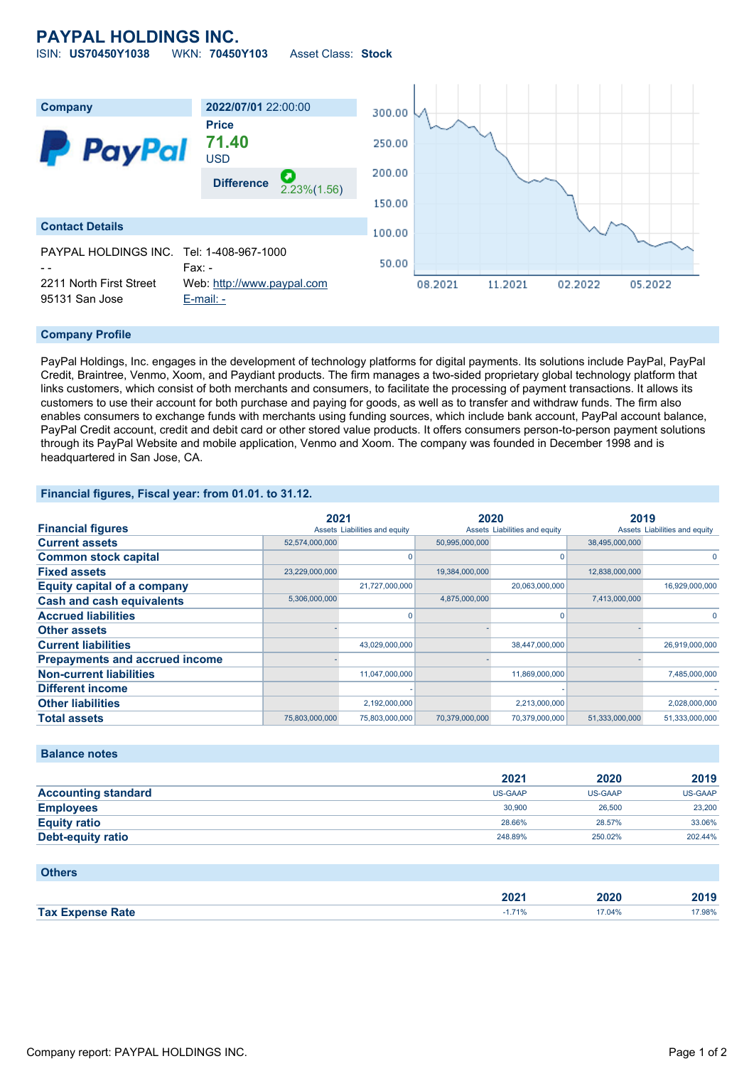# PAYPAL HOLDINGS INC.

ISIN: **US70450Y1038** WKN: **70450Y103** Asset Class: **Stock**

| Company | 2022/07/01 22:00:00 |
|---|---|
| PayPal | Price **71.40** USD |
| | Difference 2.23%(1.56) |

300.00
250.00
200.00
150.00
100.00
50.00
08.2021 11.2021 02.2022 05.2022

## Contact Details

PAYPAL HOLDINGS INC.
- -
2211 North First Street
95131 San Jose

Tel: 1-408-967-1000
Fax: -
Web: http://www.paypal.com
E-mail: -

## Company Profile

PayPal Holdings, Inc. engages in the development of technology platforms for digital payments. Its solutions include PayPal, PayPal Credit, Braintree, Venmo, Xoom, and Paydiant products. The firm manages a two-sided proprietary global technology platform that links customers, which consist of both merchants and consumers, to facilitate the processing of payment transactions. It allows its customers to use their account for both purchase and paying for goods, as well as to transfer and withdraw funds. The firm also enables consumers to exchange funds with merchants using funding sources, which include bank account, PayPal account balance, PayPal Credit account, credit and debit card or other stored value products. It offers consumers person-to-person payment solutions through its PayPal Website and mobile application, Venmo and Xoom. The company was founded in December 1998 and is headquartered in San Jose, CA.

## Financial figures, Fiscal year: from 01.01. to 31.12.

| Financial figures | 2021 | | 2020 | | 2019 | |
|---|---|---|---|---|---|---|
| | Assets | Liabilities and equity | Assets | Liabilities and equity | Assets | Liabilities and equity |
| **Current assets** | 52,574,000,000 | | 50,995,000,000 | | 38,495,000,000 | |
| **Common stock capital** | | 0 | | 0 | | 0 |
| **Fixed assets** | 23,229,000,000 | | 19,384,000,000 | | 12,838,000,000 | |
| **Equity capital of a company** | | 21,727,000,000 | | 20,063,000,000 | | 16,929,000,000 |
| **Cash and cash equivalents** | 5,306,000,000 | | 4,875,000,000 | | 7,413,000,000 | |
| **Accrued liabilities** | | 0 | | 0 | | 0 |
| **Other assets** | - | | - | | - | |
| **Current liabilities** | | 43,029,000,000 | | 38,447,000,000 | | 26,919,000,000 |
| **Prepayments and accrued income** | - | | - | | - | |
| **Non-current liabilities** | | 11,047,000,000 | | 11,869,000,000 | | 7,485,000,000 |
| **Different income** | | - | | - | | - |
| **Other liabilities** | | 2,192,000,000 | | 2,213,000,000 | | 2,028,000,000 |
| **Total assets** | 75,803,000,000 | 75,803,000,000 | 70,379,000,000 | 70,379,000,000 | 51,333,000,000 | 51,333,000,000 |

## Balance notes

| | 2021 | 2020 | 2019 |
|---|---|---|---|
| **Accounting standard** | US-GAAP | US-GAAP | US-GAAP |
| **Employees** | 30,900 | 26,500 | 23,200 |
| **Equity ratio** | 28.66% | 28.57% | 33.06% |
| **Debt-equity ratio** | 248.89% | 250.02% | 202.44% |

## Others

| | 2021 | 2020 | 2019 |
|---|---|---|---|
| **Tax Expense Rate** | -1.71% | 17.04% | 17.98% |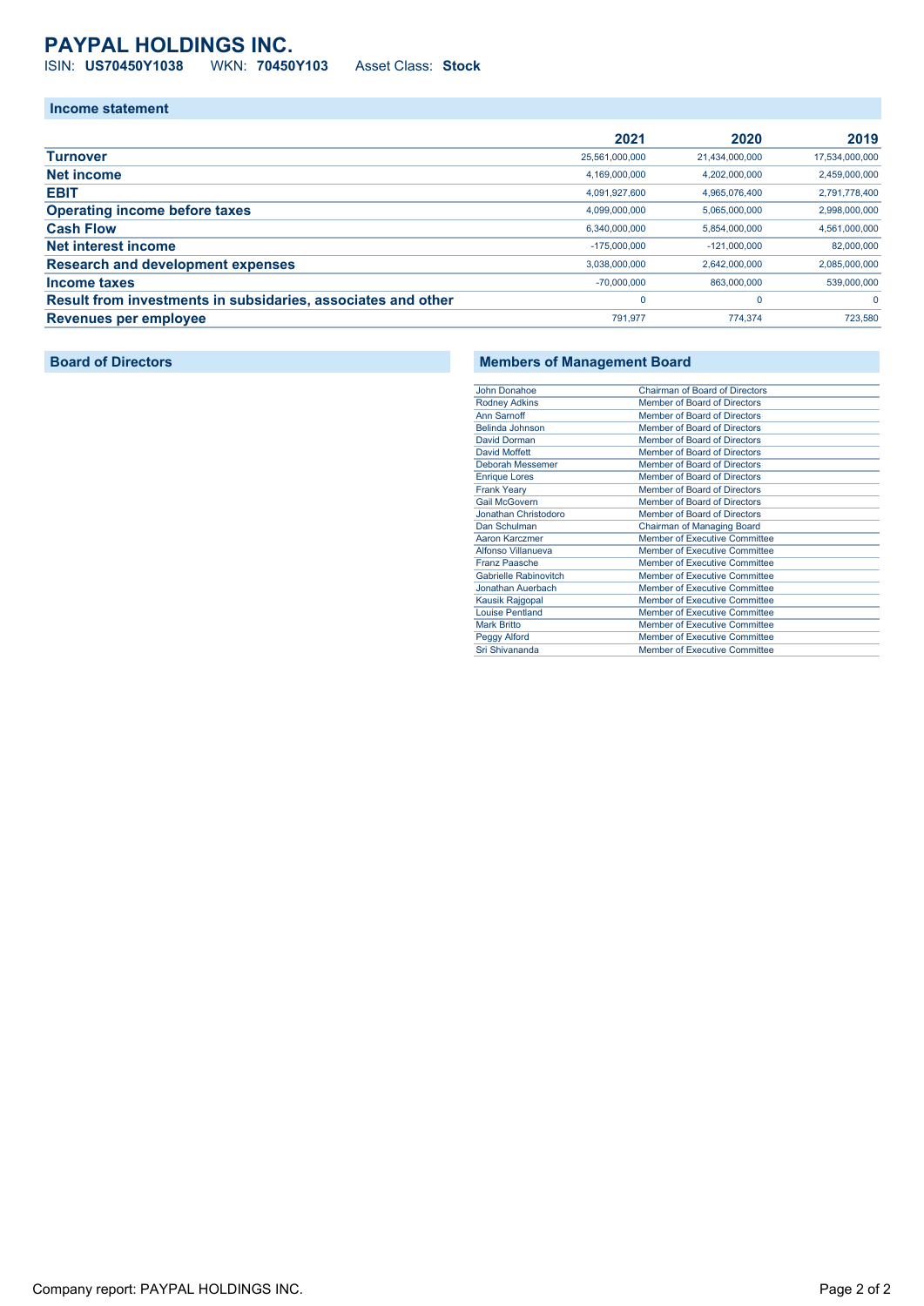# PAYPAL HOLDINGS INC.

ISIN: **US70450Y1038** WKN: **70450Y103** Asset Class: **Stock**

## Income statement

| | 2021 | 2020 | 2019 |
|---|---|---|---|
| **Turnover** | 25,561,000,000 | 21,434,000,000 | 17,534,000,000 |
| **Net income** | 4,169,000,000 | 4,202,000,000 | 2,459,000,000 |
| **EBIT** | 4,091,927,600 | 4,965,076,400 | 2,791,778,400 |
| **Operating income before taxes** | 4,099,000,000 | 5,065,000,000 | 2,998,000,000 |
| **Cash Flow** | 6,340,000,000 | 5,854,000,000 | 4,561,000,000 |
| **Net interest income** | -175,000,000 | -121,000,000 | 82,000,000 |
| **Research and development expenses** | 3,038,000,000 | 2,642,000,000 | 2,085,000,000 |
| **Income taxes** | -70,000,000 | 863,000,000 | 539,000,000 |
| **Result from investments in subsidaries, associates and other** | 0 | 0 | 0 |
| **Revenues per employee** | 791,977 | 774,374 | 723,580 |

## Board of Directors

## Members of Management Board

| | |
|---|---|
| John Donahoe | Chairman of Board of Directors |
| Rodney Adkins | Member of Board of Directors |
| Ann Sarnoff | Member of Board of Directors |
| Belinda Johnson | Member of Board of Directors |
| David Dorman | Member of Board of Directors |
| David Moffett | Member of Board of Directors |
| Deborah Messemer | Member of Board of Directors |
| Enrique Lores | Member of Board of Directors |
| Frank Yeary | Member of Board of Directors |
| Gail McGovern | Member of Board of Directors |
| Jonathan Christodoro | Member of Board of Directors |
| Dan Schulman | Chairman of Managing Board |
| Aaron Karczmer | Member of Executive Committee |
| Alfonso Villanueva | Member of Executive Committee |
| Franz Paasche | Member of Executive Committee |
| Gabrielle Rabinovitch | Member of Executive Committee |
| Jonathan Auerbach | Member of Executive Committee |
| Kausik Rajgopal | Member of Executive Committee |
| Louise Pentland | Member of Executive Committee |
| Mark Britto | Member of Executive Committee |
| Peggy Alford | Member of Executive Committee |
| Sri Shivananda | Member of Executive Committee |